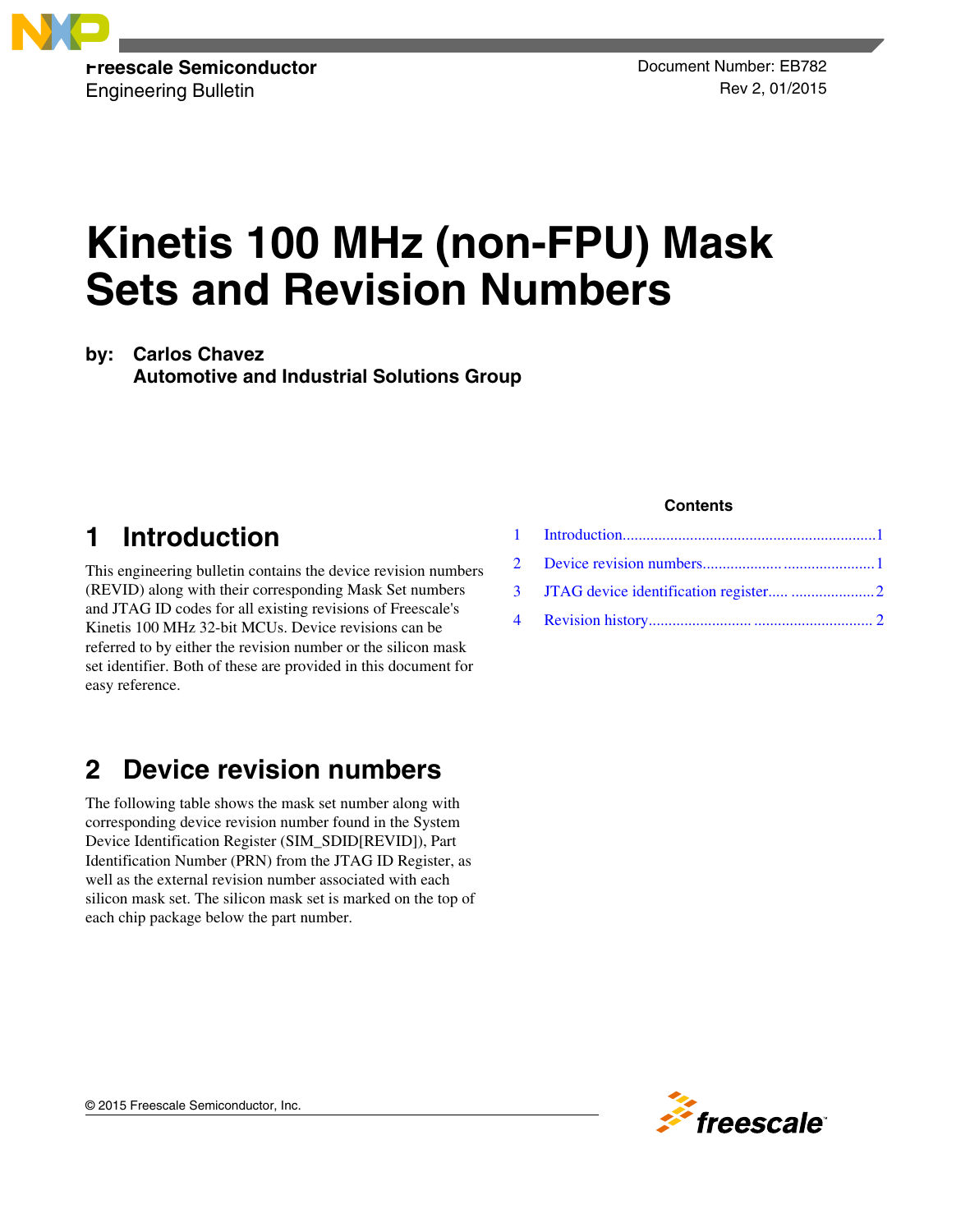Freescale Semiconductor
Engineering Bulletin

Document Number: EB782
Rev 2, 01/2015

# Kinetis 100 MHz (non-FPU) Mask Sets and Revision Numbers

**by: Carlos Chavez**
**Automotive and Industrial Solutions Group**

**Contents**

| | | |
|---|---|---|
| 1 | Introduction | 1 |
| 2 | Device revision numbers | 1 |
| 3 | JTAG device identification register | 2 |
| 4 | Revision history | 2 |

## 1 Introduction

This engineering bulletin contains the device revision numbers (REVID) along with their corresponding Mask Set numbers and JTAG ID codes for all existing revisions of Freescale's Kinetis 100 MHz 32-bit MCUs. Device revisions can be referred to by either the revision number or the silicon mask set identifier. Both of these are provided in this document for easy reference.

## 2 Device revision numbers

The following table shows the mask set number along with corresponding device revision number found in the System Device Identification Register (SIM_SDID[REVID]), Part Identification Number (PRN) from the JTAG ID Register, as well as the external revision number associated with each silicon mask set. The silicon mask set is marked on the top of each chip package below the part number.

© 2015 Freescale Semiconductor, Inc.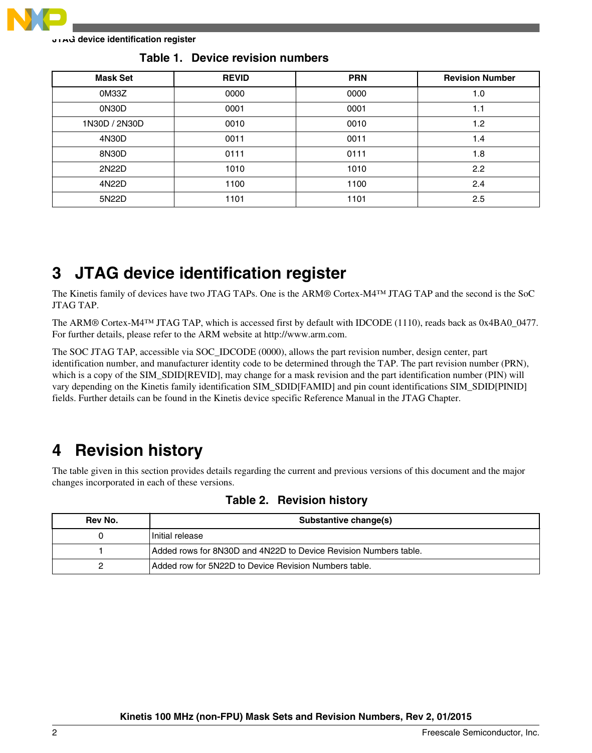**Table 1. Device revision numbers**

| Mask Set | REVID | PRN | Revision Number |
| --- | --- | --- | --- |
| 0M33Z | 0000 | 0000 | 1.0 |
| 0N30D | 0001 | 0001 | 1.1 |
| 1N30D / 2N30D | 0010 | 0010 | 1.2 |
| 4N30D | 0011 | 0011 | 1.4 |
| 8N30D | 0111 | 0111 | 1.8 |
| 2N22D | 1010 | 1010 | 2.2 |
| 4N22D | 1100 | 1100 | 2.4 |
| 5N22D | 1101 | 1101 | 2.5 |

# 3 JTAG device identification register

The Kinetis family of devices have two JTAG TAPs. One is the ARM® Cortex-M4™ JTAG TAP and the second is the SoC JTAG TAP.

The ARM® Cortex-M4™ JTAG TAP, which is accessed first by default with IDCODE (1110), reads back as 0x4BA0_0477. For further details, please refer to the ARM website at http://www.arm.com.

The SOC JTAG TAP, accessible via SOC_IDCODE (0000), allows the part revision number, design center, part identification number, and manufacturer identity code to be determined through the TAP. The part revision number (PRN), which is a copy of the SIM_SDID[REVID], may change for a mask revision and the part identification number (PIN) will vary depending on the Kinetis family identification SIM_SDID[FAMID] and pin count identifications SIM_SDID[PINID] fields. Further details can be found in the Kinetis device specific Reference Manual in the JTAG Chapter.

# 4 Revision history

The table given in this section provides details regarding the current and previous versions of this document and the major changes incorporated in each of these versions.

**Table 2. Revision history**

| Rev No. | Substantive change(s) |
| --- | --- |
| 0 | Initial release |
| 1 | Added rows for 8N30D and 4N22D to Device Revision Numbers table. |
| 2 | Added row for 5N22D to Device Revision Numbers table. |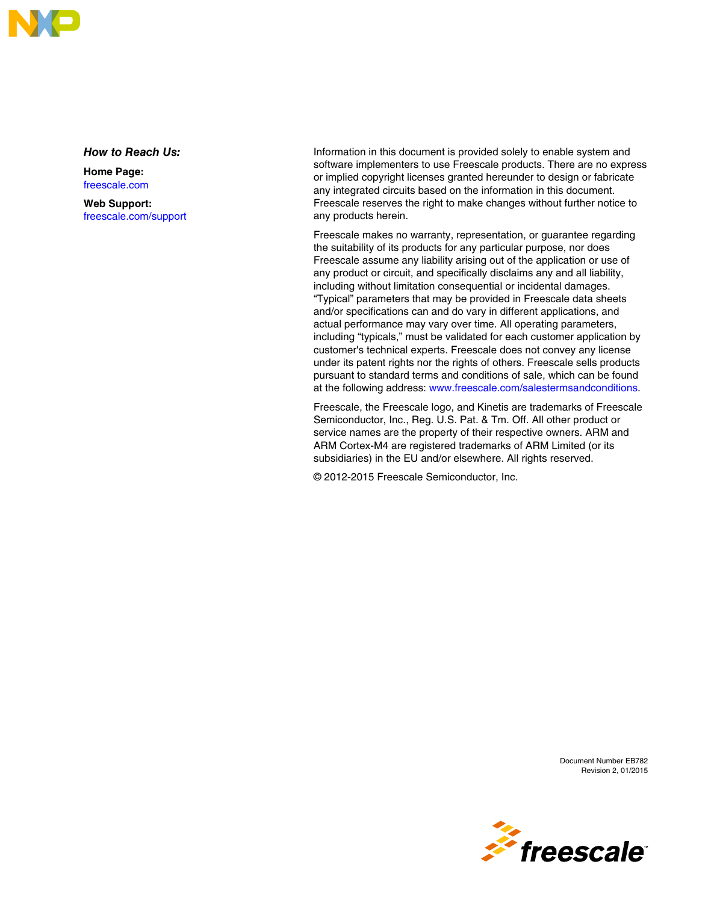***How to Reach Us:***

**Home Page:**
freescale.com

**Web Support:**
freescale.com/support

Information in this document is provided solely to enable system and software implementers to use Freescale products. There are no express or implied copyright licenses granted hereunder to design or fabricate any integrated circuits based on the information in this document. Freescale reserves the right to make changes without further notice to any products herein.

Freescale makes no warranty, representation, or guarantee regarding the suitability of its products for any particular purpose, nor does Freescale assume any liability arising out of the application or use of any product or circuit, and specifically disclaims any and all liability, including without limitation consequential or incidental damages. "Typical" parameters that may be provided in Freescale data sheets and/or specifications can and do vary in different applications, and actual performance may vary over time. All operating parameters, including "typicals," must be validated for each customer application by customer's technical experts. Freescale does not convey any license under its patent rights nor the rights of others. Freescale sells products pursuant to standard terms and conditions of sale, which can be found at the following address: www.freescale.com/salestermsandconditions.

Freescale, the Freescale logo, and Kinetis are trademarks of Freescale Semiconductor, Inc., Reg. U.S. Pat. & Tm. Off. All other product or service names are the property of their respective owners. ARM and ARM Cortex-M4 are registered trademarks of ARM Limited (or its subsidiaries) in the EU and/or elsewhere. All rights reserved.

© 2012-2015 Freescale Semiconductor, Inc.

Document Number EB782
Revision 2, 01/2015